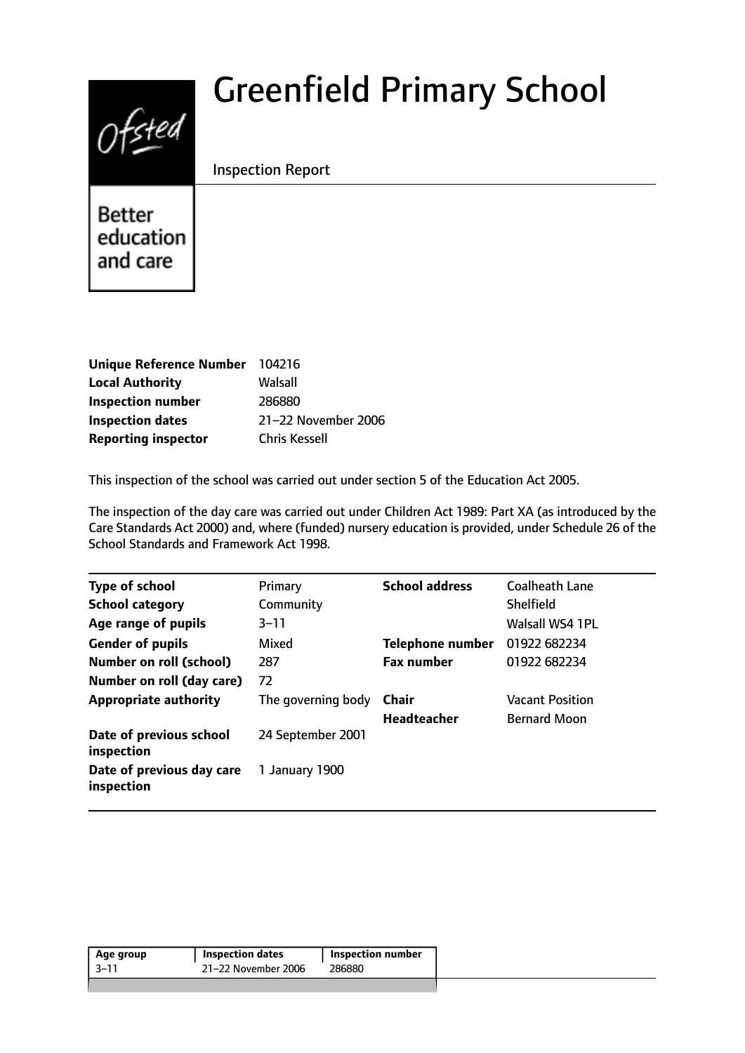# Greenfield Primary School

Inspection Report

Better education and care

| | |
|---|---|
| **Unique Reference Number** | 104216 |
| **Local Authority** | Walsall |
| **Inspection number** | 286880 |
| **Inspection dates** | 21–22 November 2006 |
| **Reporting inspector** | Chris Kessell |

This inspection of the school was carried out under section 5 of the Education Act 2005.

The inspection of the day care was carried out under Children Act 1989: Part XA (as introduced by the Care Standards Act 2000) and, where (funded) nursery education is provided, under Schedule 26 of the School Standards and Framework Act 1998.

| | | | |
|---|---|---|---|
| **Type of school** | Primary | **School address** | Coalheath Lane |
| **School category** | Community | | Shelfield |
| **Age range of pupils** | 3–11 | | Walsall WS4 1PL |
| **Gender of pupils** | Mixed | **Telephone number** | 01922 682234 |
| **Number on roll (school)** | 287 | **Fax number** | 01922 682234 |
| **Number on roll (day care)** | 72 | | |
| **Appropriate authority** | The governing body | **Chair** | Vacant Position |
| | | **Headteacher** | Bernard Moon |
| **Date of previous school inspection** | 24 September 2001 | | |
| **Date of previous day care inspection** | 1 January 1900 | | |

| Age group | Inspection dates | Inspection number |
|---|---|---|
| 3–11 | 21–22 November 2006 | 286880 |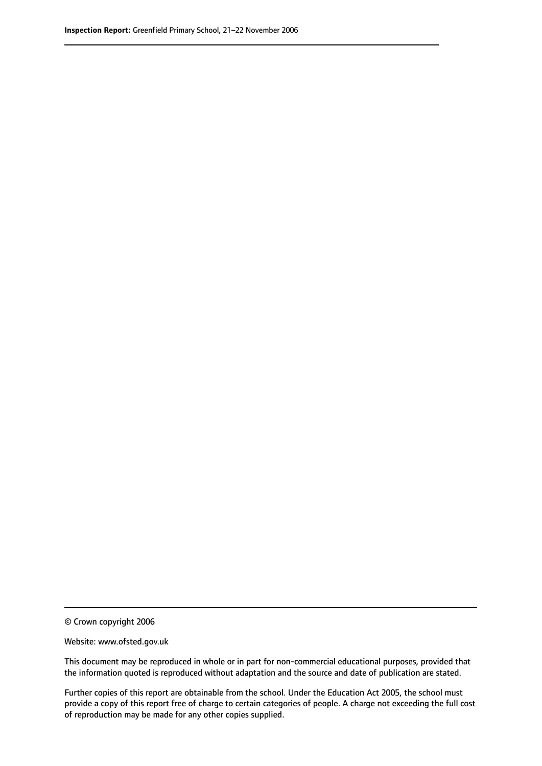© Crown copyright 2006

Website: www.ofsted.gov.uk

This document may be reproduced in whole or in part for non-commercial educational purposes, provided that the information quoted is reproduced without adaptation and the source and date of publication are stated.

Further copies of this report are obtainable from the school. Under the Education Act 2005, the school must provide a copy of this report free of charge to certain categories of people. A charge not exceeding the full cost of reproduction may be made for any other copies supplied.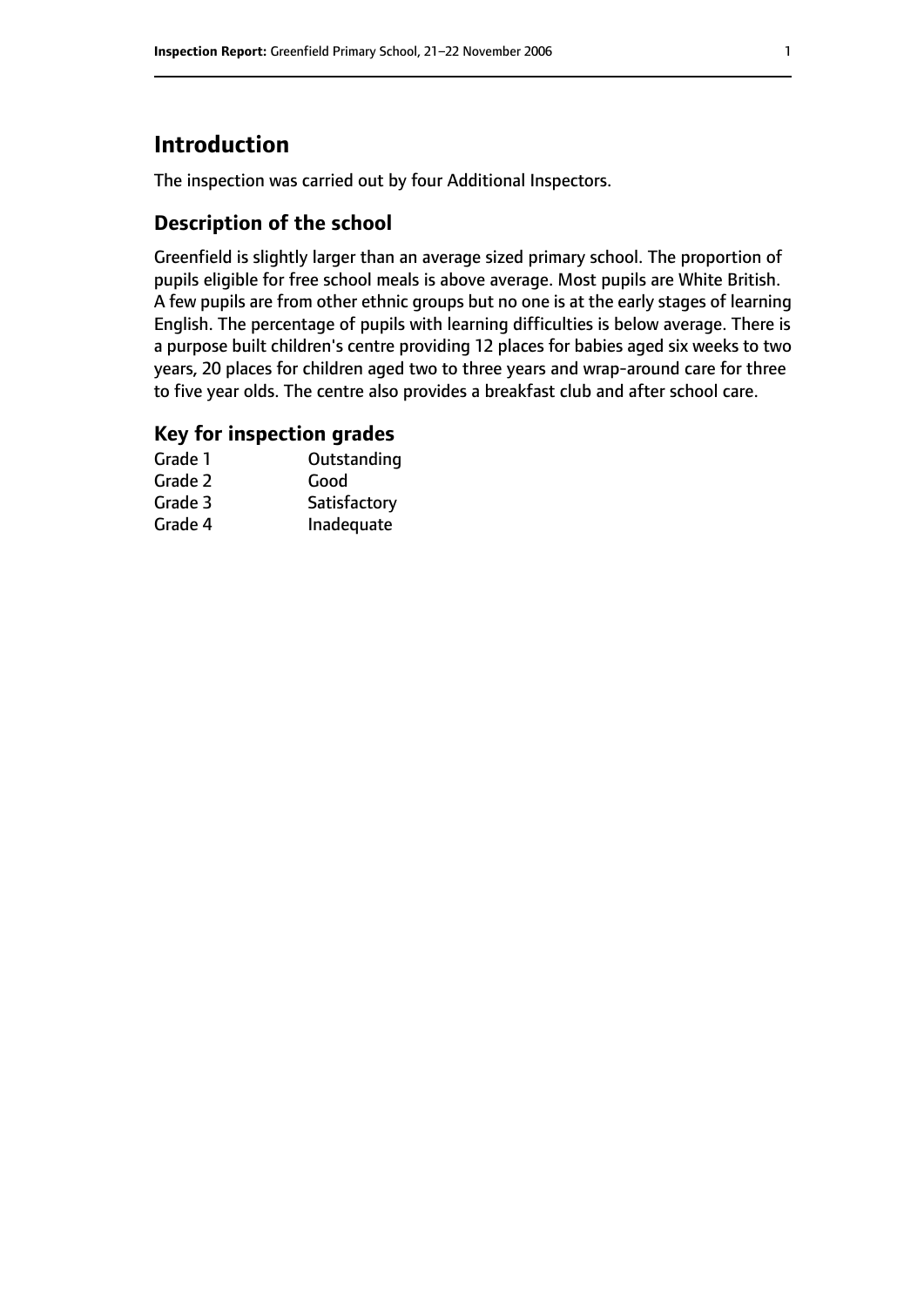# Introduction

The inspection was carried out by four Additional Inspectors.

## Description of the school

Greenfield is slightly larger than an average sized primary school. The proportion of pupils eligible for free school meals is above average. Most pupils are White British. A few pupils are from other ethnic groups but no one is at the early stages of learning English. The percentage of pupils with learning difficulties is below average. There is a purpose built children's centre providing 12 places for babies aged six weeks to two years, 20 places for children aged two to three years and wrap-around care for three to five year olds. The centre also provides a breakfast club and after school care.

## Key for inspection grades

| | |
|---|---|
| Grade 1 | Outstanding |
| Grade 2 | Good |
| Grade 3 | Satisfactory |
| Grade 4 | Inadequate |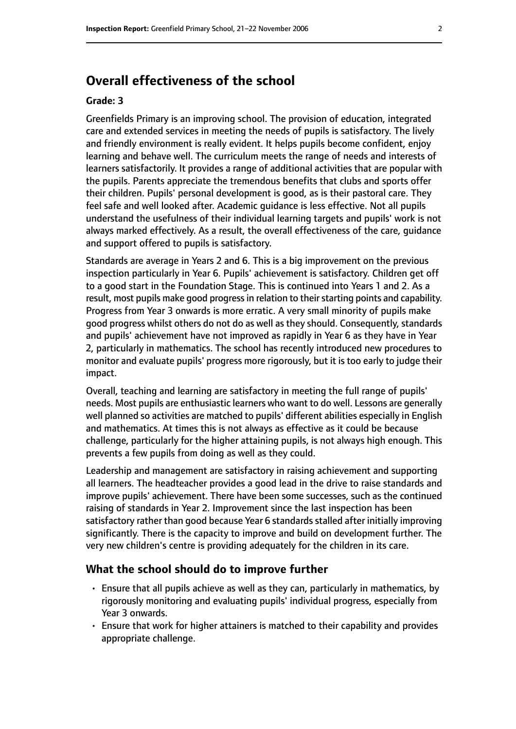## Overall effectiveness of the school

### Grade: 3

Greenfields Primary is an improving school. The provision of education, integrated care and extended services in meeting the needs of pupils is satisfactory. The lively and friendly environment is really evident. It helps pupils become confident, enjoy learning and behave well. The curriculum meets the range of needs and interests of learners satisfactorily. It provides a range of additional activities that are popular with the pupils. Parents appreciate the tremendous benefits that clubs and sports offer their children. Pupils' personal development is good, as is their pastoral care. They feel safe and well looked after. Academic guidance is less effective. Not all pupils understand the usefulness of their individual learning targets and pupils' work is not always marked effectively. As a result, the overall effectiveness of the care, guidance and support offered to pupils is satisfactory.

Standards are average in Years 2 and 6. This is a big improvement on the previous inspection particularly in Year 6. Pupils' achievement is satisfactory. Children get off to a good start in the Foundation Stage. This is continued into Years 1 and 2. As a result, most pupils make good progress in relation to their starting points and capability. Progress from Year 3 onwards is more erratic. A very small minority of pupils make good progress whilst others do not do as well as they should. Consequently, standards and pupils' achievement have not improved as rapidly in Year 6 as they have in Year 2, particularly in mathematics. The school has recently introduced new procedures to monitor and evaluate pupils' progress more rigorously, but it is too early to judge their impact.

Overall, teaching and learning are satisfactory in meeting the full range of pupils' needs. Most pupils are enthusiastic learners who want to do well. Lessons are generally well planned so activities are matched to pupils' different abilities especially in English and mathematics. At times this is not always as effective as it could be because challenge, particularly for the higher attaining pupils, is not always high enough. This prevents a few pupils from doing as well as they could.

Leadership and management are satisfactory in raising achievement and supporting all learners. The headteacher provides a good lead in the drive to raise standards and improve pupils' achievement. There have been some successes, such as the continued raising of standards in Year 2. Improvement since the last inspection has been satisfactory rather than good because Year 6 standards stalled after initially improving significantly. There is the capacity to improve and build on development further. The very new children's centre is providing adequately for the children in its care.

## What the school should do to improve further

- Ensure that all pupils achieve as well as they can, particularly in mathematics, by rigorously monitoring and evaluating pupils' individual progress, especially from Year 3 onwards.
- Ensure that work for higher attainers is matched to their capability and provides appropriate challenge.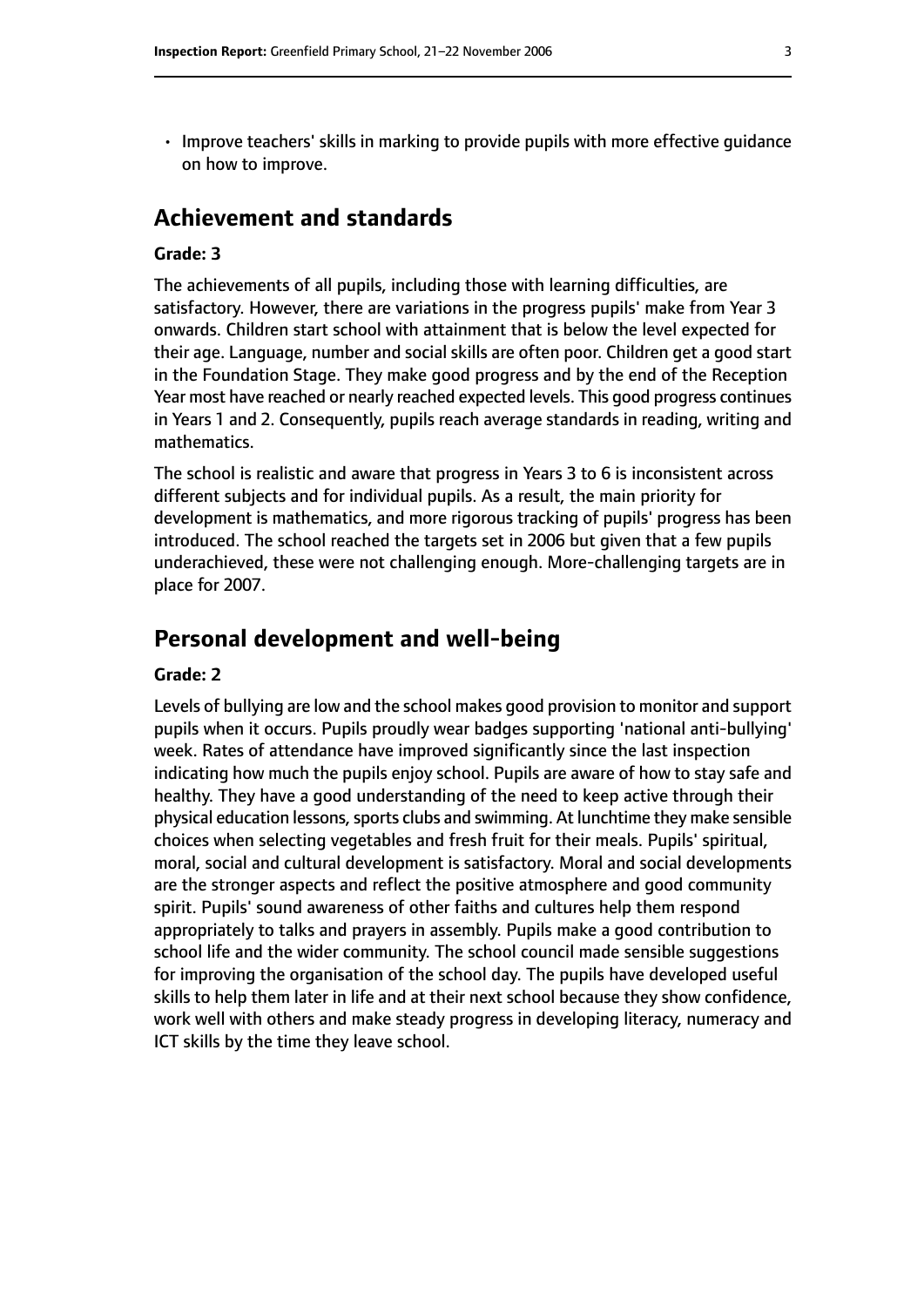- Improve teachers' skills in marking to provide pupils with more effective guidance on how to improve.

## Achievement and standards

**Grade: 3**

The achievements of all pupils, including those with learning difficulties, are satisfactory. However, there are variations in the progress pupils' make from Year 3 onwards. Children start school with attainment that is below the level expected for their age. Language, number and social skills are often poor. Children get a good start in the Foundation Stage. They make good progress and by the end of the Reception Year most have reached or nearly reached expected levels. This good progress continues in Years 1 and 2. Consequently, pupils reach average standards in reading, writing and mathematics.

The school is realistic and aware that progress in Years 3 to 6 is inconsistent across different subjects and for individual pupils. As a result, the main priority for development is mathematics, and more rigorous tracking of pupils' progress has been introduced. The school reached the targets set in 2006 but given that a few pupils underachieved, these were not challenging enough. More-challenging targets are in place for 2007.

## Personal development and well-being

**Grade: 2**

Levels of bullying are low and the school makes good provision to monitor and support pupils when it occurs. Pupils proudly wear badges supporting 'national anti-bullying' week. Rates of attendance have improved significantly since the last inspection indicating how much the pupils enjoy school. Pupils are aware of how to stay safe and healthy. They have a good understanding of the need to keep active through their physical education lessons, sports clubs and swimming. At lunchtime they make sensible choices when selecting vegetables and fresh fruit for their meals. Pupils' spiritual, moral, social and cultural development is satisfactory. Moral and social developments are the stronger aspects and reflect the positive atmosphere and good community spirit. Pupils' sound awareness of other faiths and cultures help them respond appropriately to talks and prayers in assembly. Pupils make a good contribution to school life and the wider community. The school council made sensible suggestions for improving the organisation of the school day. The pupils have developed useful skills to help them later in life and at their next school because they show confidence, work well with others and make steady progress in developing literacy, numeracy and ICT skills by the time they leave school.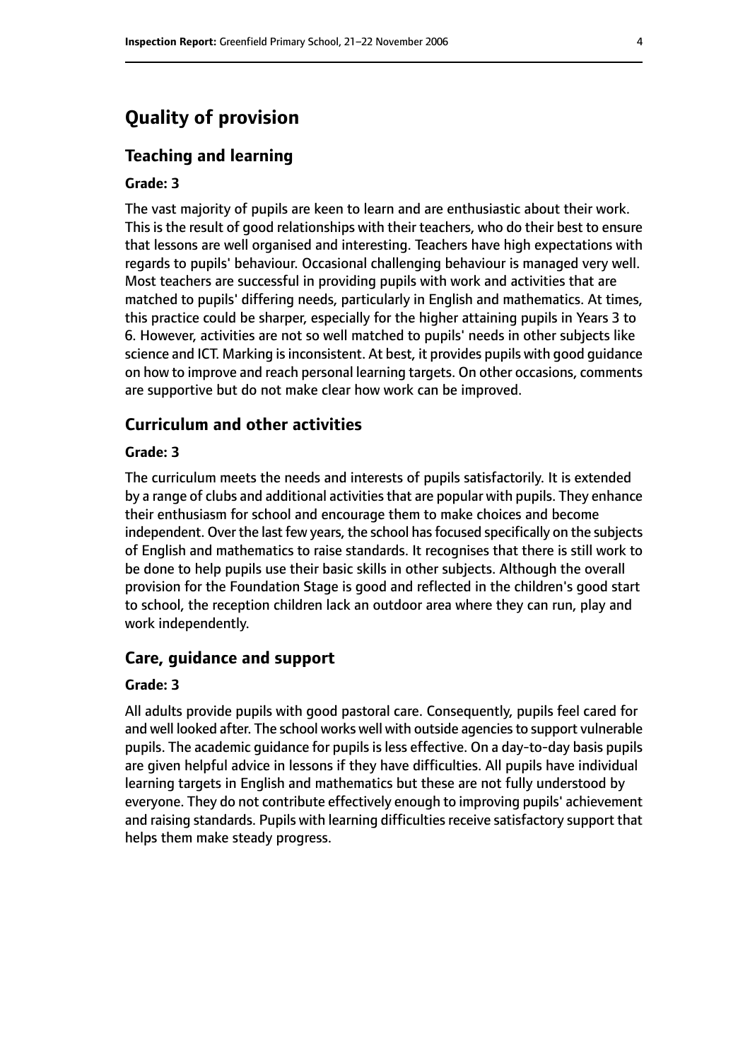# Quality of provision

## Teaching and learning

**Grade: 3**

The vast majority of pupils are keen to learn and are enthusiastic about their work. This is the result of good relationships with their teachers, who do their best to ensure that lessons are well organised and interesting. Teachers have high expectations with regards to pupils' behaviour. Occasional challenging behaviour is managed very well. Most teachers are successful in providing pupils with work and activities that are matched to pupils' differing needs, particularly in English and mathematics. At times, this practice could be sharper, especially for the higher attaining pupils in Years 3 to 6. However, activities are not so well matched to pupils' needs in other subjects like science and ICT. Marking is inconsistent. At best, it provides pupils with good guidance on how to improve and reach personal learning targets. On other occasions, comments are supportive but do not make clear how work can be improved.

## Curriculum and other activities

**Grade: 3**

The curriculum meets the needs and interests of pupils satisfactorily. It is extended by a range of clubs and additional activities that are popular with pupils. They enhance their enthusiasm for school and encourage them to make choices and become independent. Over the last few years, the school has focused specifically on the subjects of English and mathematics to raise standards. It recognises that there is still work to be done to help pupils use their basic skills in other subjects. Although the overall provision for the Foundation Stage is good and reflected in the children's good start to school, the reception children lack an outdoor area where they can run, play and work independently.

## Care, guidance and support

**Grade: 3**

All adults provide pupils with good pastoral care. Consequently, pupils feel cared for and well looked after. The school works well with outside agencies to support vulnerable pupils. The academic guidance for pupils is less effective. On a day-to-day basis pupils are given helpful advice in lessons if they have difficulties. All pupils have individual learning targets in English and mathematics but these are not fully understood by everyone. They do not contribute effectively enough to improving pupils' achievement and raising standards. Pupils with learning difficulties receive satisfactory support that helps them make steady progress.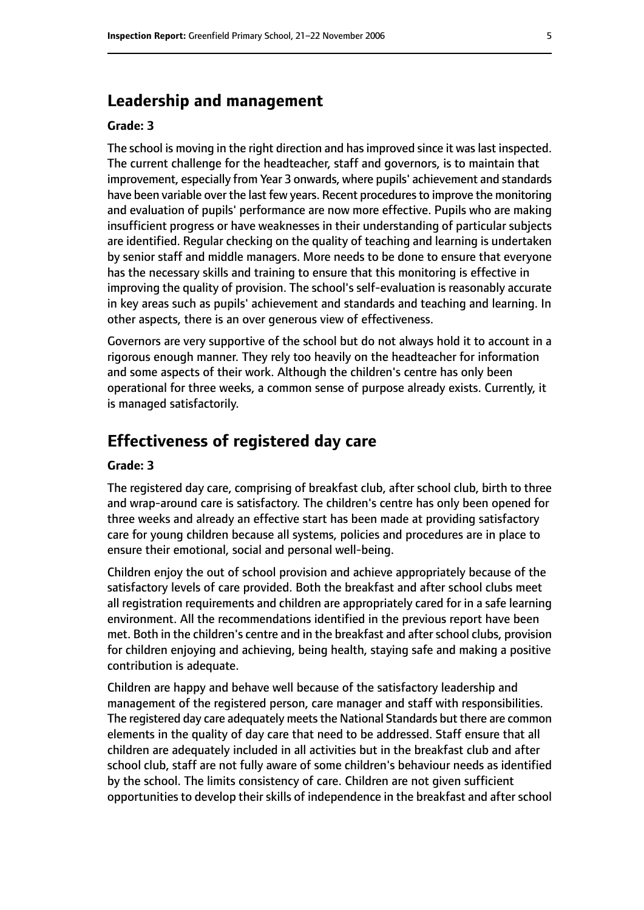## Leadership and management

**Grade: 3**

The school is moving in the right direction and has improved since it was last inspected. The current challenge for the headteacher, staff and governors, is to maintain that improvement, especially from Year 3 onwards, where pupils' achievement and standards have been variable over the last few years. Recent procedures to improve the monitoring and evaluation of pupils' performance are now more effective. Pupils who are making insufficient progress or have weaknesses in their understanding of particular subjects are identified. Regular checking on the quality of teaching and learning is undertaken by senior staff and middle managers. More needs to be done to ensure that everyone has the necessary skills and training to ensure that this monitoring is effective in improving the quality of provision. The school's self-evaluation is reasonably accurate in key areas such as pupils' achievement and standards and teaching and learning. In other aspects, there is an over generous view of effectiveness.

Governors are very supportive of the school but do not always hold it to account in a rigorous enough manner. They rely too heavily on the headteacher for information and some aspects of their work. Although the children's centre has only been operational for three weeks, a common sense of purpose already exists. Currently, it is managed satisfactorily.

## Effectiveness of registered day care

**Grade: 3**

The registered day care, comprising of breakfast club, after school club, birth to three and wrap-around care is satisfactory. The children's centre has only been opened for three weeks and already an effective start has been made at providing satisfactory care for young children because all systems, policies and procedures are in place to ensure their emotional, social and personal well-being.

Children enjoy the out of school provision and achieve appropriately because of the satisfactory levels of care provided. Both the breakfast and after school clubs meet all registration requirements and children are appropriately cared for in a safe learning environment. All the recommendations identified in the previous report have been met. Both in the children's centre and in the breakfast and after school clubs, provision for children enjoying and achieving, being health, staying safe and making a positive contribution is adequate.

Children are happy and behave well because of the satisfactory leadership and management of the registered person, care manager and staff with responsibilities. The registered day care adequately meets the National Standards but there are common elements in the quality of day care that need to be addressed. Staff ensure that all children are adequately included in all activities but in the breakfast club and after school club, staff are not fully aware of some children's behaviour needs as identified by the school. The limits consistency of care. Children are not given sufficient opportunities to develop their skills of independence in the breakfast and after school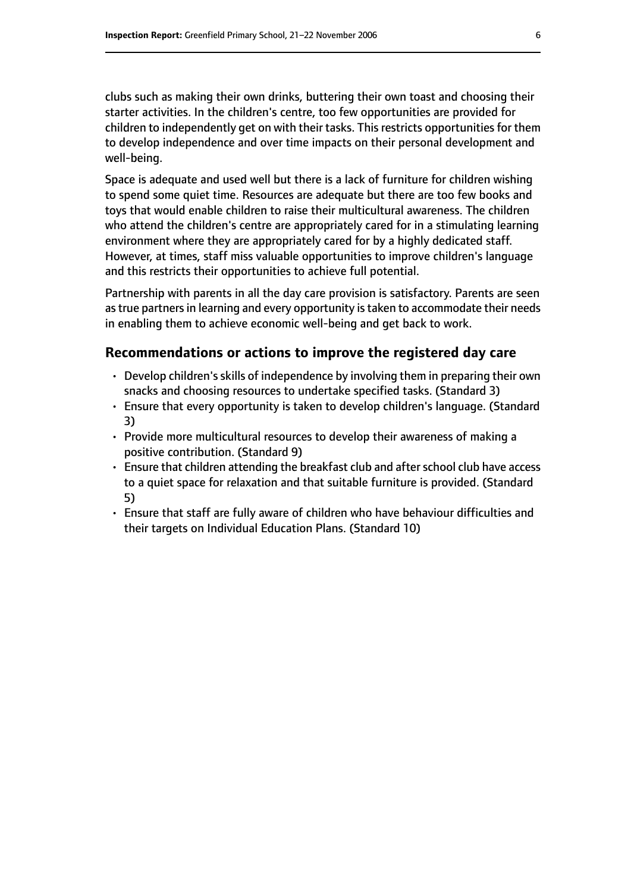clubs such as making their own drinks, buttering their own toast and choosing their starter activities. In the children's centre, too few opportunities are provided for children to independently get on with their tasks. This restricts opportunities for them to develop independence and over time impacts on their personal development and well-being.

Space is adequate and used well but there is a lack of furniture for children wishing to spend some quiet time. Resources are adequate but there are too few books and toys that would enable children to raise their multicultural awareness. The children who attend the children's centre are appropriately cared for in a stimulating learning environment where they are appropriately cared for by a highly dedicated staff. However, at times, staff miss valuable opportunities to improve children's language and this restricts their opportunities to achieve full potential.

Partnership with parents in all the day care provision is satisfactory. Parents are seen as true partners in learning and every opportunity is taken to accommodate their needs in enabling them to achieve economic well-being and get back to work.

## Recommendations or actions to improve the registered day care

- Develop children's skills of independence by involving them in preparing their own snacks and choosing resources to undertake specified tasks. (Standard 3)
- Ensure that every opportunity is taken to develop children's language. (Standard 3)
- Provide more multicultural resources to develop their awareness of making a positive contribution. (Standard 9)
- Ensure that children attending the breakfast club and after school club have access to a quiet space for relaxation and that suitable furniture is provided. (Standard 5)
- Ensure that staff are fully aware of children who have behaviour difficulties and their targets on Individual Education Plans. (Standard 10)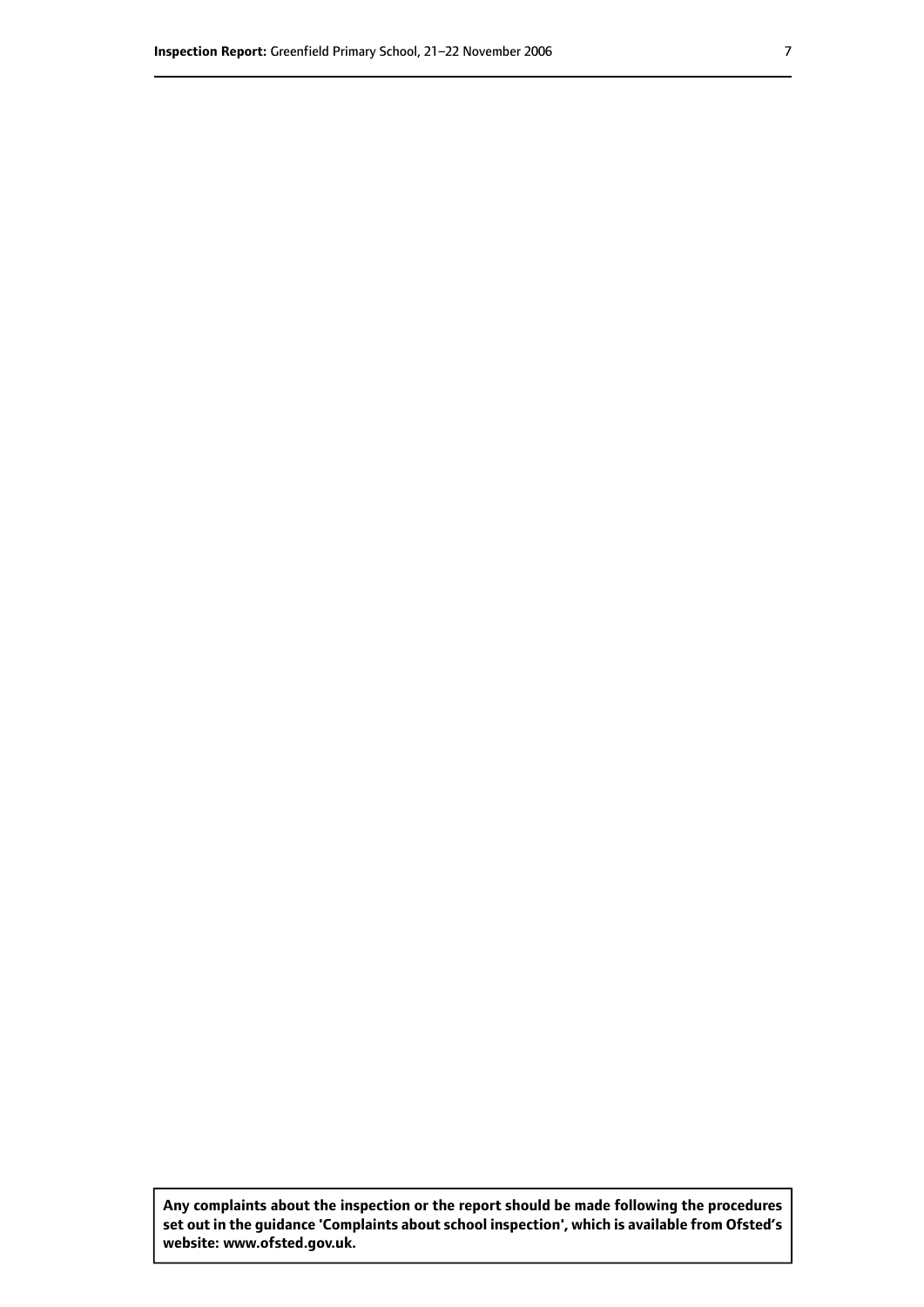**Any complaints about the inspection or the report should be made following the procedures set out in the guidance 'Complaints about school inspection', which is available from Ofsted's website: www.ofsted.gov.uk.**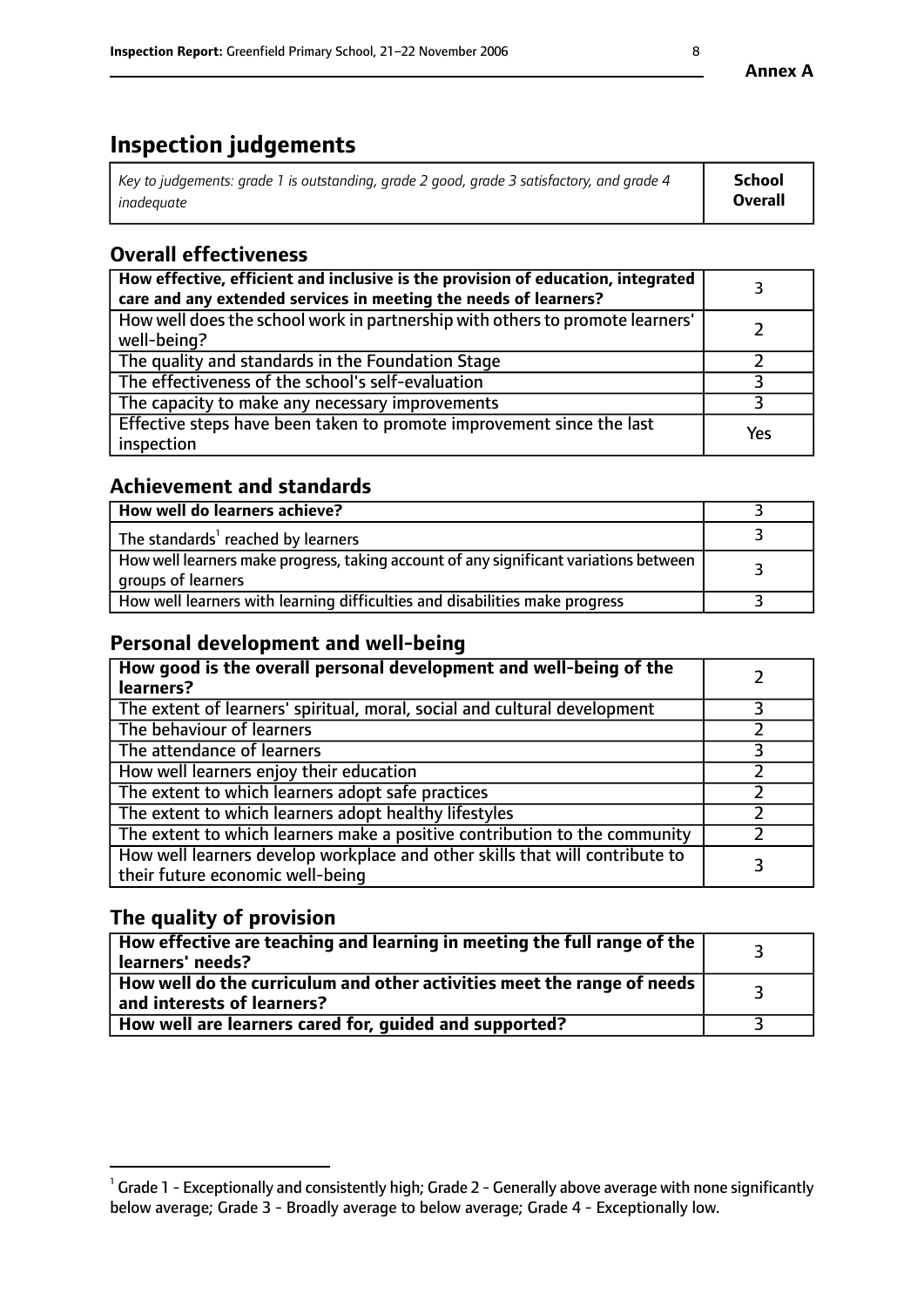**Annex A**

# Inspection judgements

| *Key to judgements: grade 1 is outstanding, grade 2 good, grade 3 satisfactory, and grade 4 inadequate* | **School Overall** |
|---|---|

## Overall effectiveness

| | |
|---|---|
| **How effective, efficient and inclusive is the provision of education, integrated care and any extended services in meeting the needs of learners?** | 3 |
| How well does the school work in partnership with others to promote learners' well-being? | 2 |
| The quality and standards in the Foundation Stage | 2 |
| The effectiveness of the school's self-evaluation | 3 |
| The capacity to make any necessary improvements | 3 |
| Effective steps have been taken to promote improvement since the last inspection | Yes |

## Achievement and standards

| | |
|---|---|
| **How well do learners achieve?** | 3 |
| The standards[1] reached by learners | 3 |
| How well learners make progress, taking account of any significant variations between groups of learners | 3 |
| How well learners with learning difficulties and disabilities make progress | 3 |

## Personal development and well-being

| | |
|---|---|
| **How good is the overall personal development and well-being of the learners?** | 2 |
| The extent of learners' spiritual, moral, social and cultural development | 3 |
| The behaviour of learners | 2 |
| The attendance of learners | 3 |
| How well learners enjoy their education | 2 |
| The extent to which learners adopt safe practices | 2 |
| The extent to which learners adopt healthy lifestyles | 2 |
| The extent to which learners make a positive contribution to the community | 2 |
| How well learners develop workplace and other skills that will contribute to their future economic well-being | 3 |

## The quality of provision

| | |
|---|---|
| **How effective are teaching and learning in meeting the full range of the learners' needs?** | 3 |
| **How well do the curriculum and other activities meet the range of needs and interests of learners?** | 3 |
| **How well are learners cared for, guided and supported?** | 3 |

[1] Grade 1 - Exceptionally and consistently high; Grade 2 - Generally above average with none significantly below average; Grade 3 - Broadly average to below average; Grade 4 - Exceptionally low.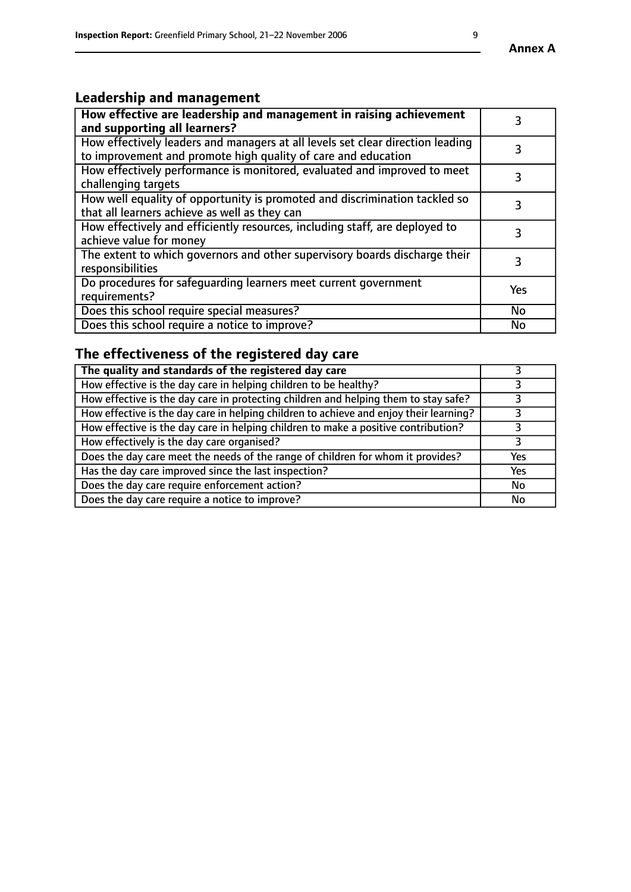Annex A

## Leadership and management

| How effective are leadership and management in raising achievement and supporting all learners? | 3 |
|---|---|
| How effectively leaders and managers at all levels set clear direction leading to improvement and promote high quality of care and education | 3 |
| How effectively performance is monitored, evaluated and improved to meet challenging targets | 3 |
| How well equality of opportunity is promoted and discrimination tackled so that all learners achieve as well as they can | 3 |
| How effectively and efficiently resources, including staff, are deployed to achieve value for money | 3 |
| The extent to which governors and other supervisory boards discharge their responsibilities | 3 |
| Do procedures for safeguarding learners meet current government requirements? | Yes |
| Does this school require special measures? | No |
| Does this school require a notice to improve? | No |

## The effectiveness of the registered day care

| The quality and standards of the registered day care | 3 |
|---|---|
| How effective is the day care in helping children to be healthy? | 3 |
| How effective is the day care in protecting children and helping them to stay safe? | 3 |
| How effective is the day care in helping children to achieve and enjoy their learning? | 3 |
| How effective is the day care in helping children to make a positive contribution? | 3 |
| How effectively is the day care organised? | 3 |
| Does the day care meet the needs of the range of children for whom it provides? | Yes |
| Has the day care improved since the last inspection? | Yes |
| Does the day care require enforcement action? | No |
| Does the day care require a notice to improve? | No |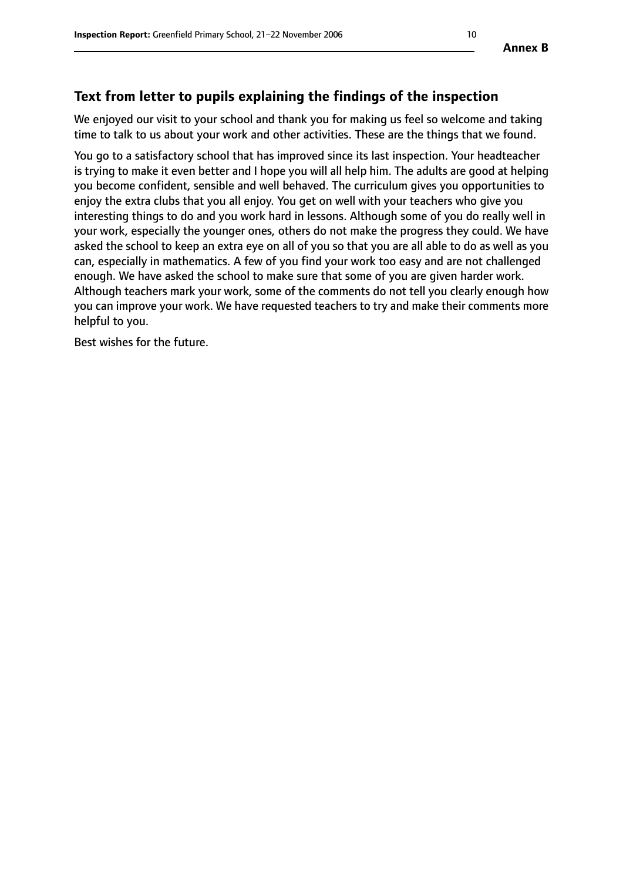## Text from letter to pupils explaining the findings of the inspection

We enjoyed our visit to your school and thank you for making us feel so welcome and taking time to talk to us about your work and other activities. These are the things that we found.

You go to a satisfactory school that has improved since its last inspection. Your headteacher is trying to make it even better and I hope you will all help him. The adults are good at helping you become confident, sensible and well behaved. The curriculum gives you opportunities to enjoy the extra clubs that you all enjoy. You get on well with your teachers who give you interesting things to do and you work hard in lessons. Although some of you do really well in your work, especially the younger ones, others do not make the progress they could. We have asked the school to keep an extra eye on all of you so that you are all able to do as well as you can, especially in mathematics. A few of you find your work too easy and are not challenged enough. We have asked the school to make sure that some of you are given harder work. Although teachers mark your work, some of the comments do not tell you clearly enough how you can improve your work. We have requested teachers to try and make their comments more helpful to you.

Best wishes for the future.